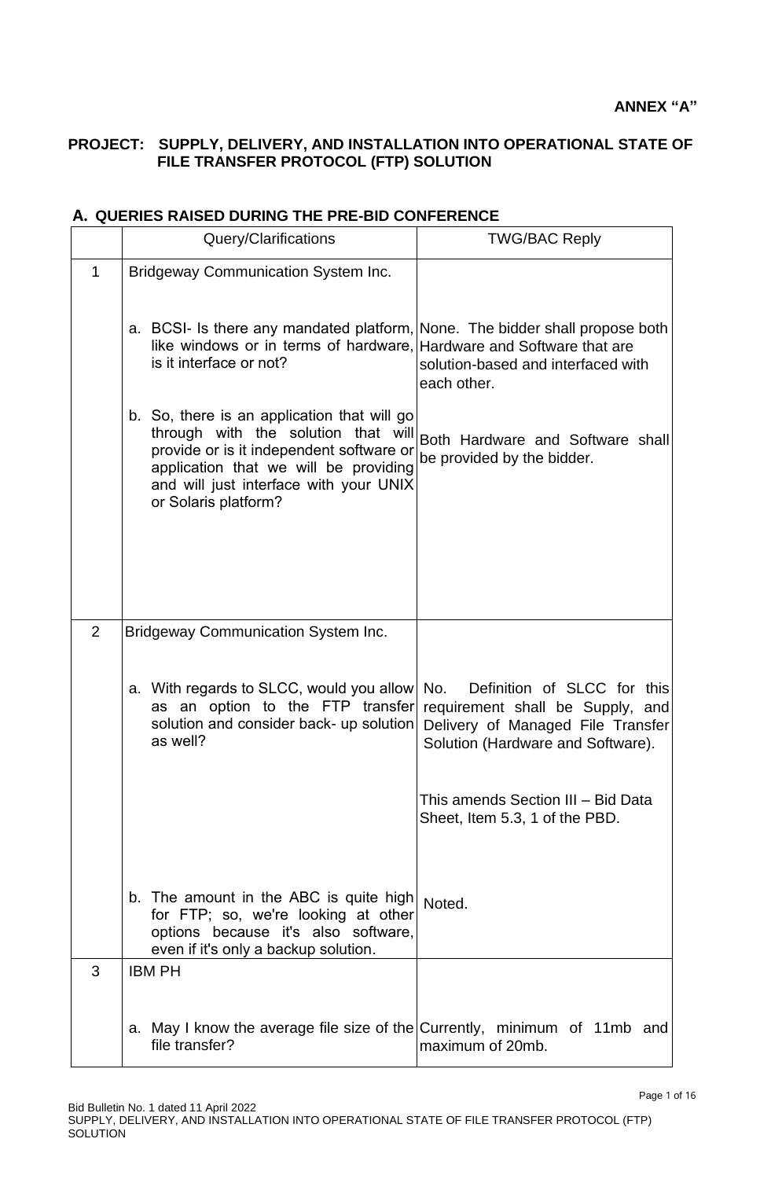**ANNEX "A"**

**PROJECT: SUPPLY, DELIVERY, AND INSTALLATION INTO OPERATIONAL STATE OF FILE TRANSFER PROTOCOL (FTP) SOLUTION**

## A. QUERIES RAISED DURING THE PRE-BID CONFERENCE

| | Query/Clarifications | TWG/BAC Reply |
|---|---|---|
| 1 | Bridgeway Communication System Inc. | |
| | a. BCSI- Is there any mandated platform, like windows or in terms of hardware, is it interface or not? | None. The bidder shall propose both Hardware and Software that are solution-based and interfaced with each other. |
| | b. So, there is an application that will go through with the solution that will provide or is it independent software or application that we will be providing and will just interface with your UNIX or Solaris platform? | Both Hardware and Software shall be provided by the bidder. |
| 2 | Bridgeway Communication System Inc. | |
| | a. With regards to SLCC, would you allow as an option to the FTP transfer solution and consider back- up solution as well? | No. Definition of SLCC for this requirement shall be Supply, and Delivery of Managed File Transfer Solution (Hardware and Software).<br><br>This amends Section III – Bid Data Sheet, Item 5.3, 1 of the PBD. |
| | b. The amount in the ABC is quite high for FTP; so, we're looking at other options because it's also software, even if it's only a backup solution. | Noted. |
| 3 | IBM PH | |
| | a. May I know the average file size of the file transfer? | Currently, minimum of 11mb and maximum of 20mb. |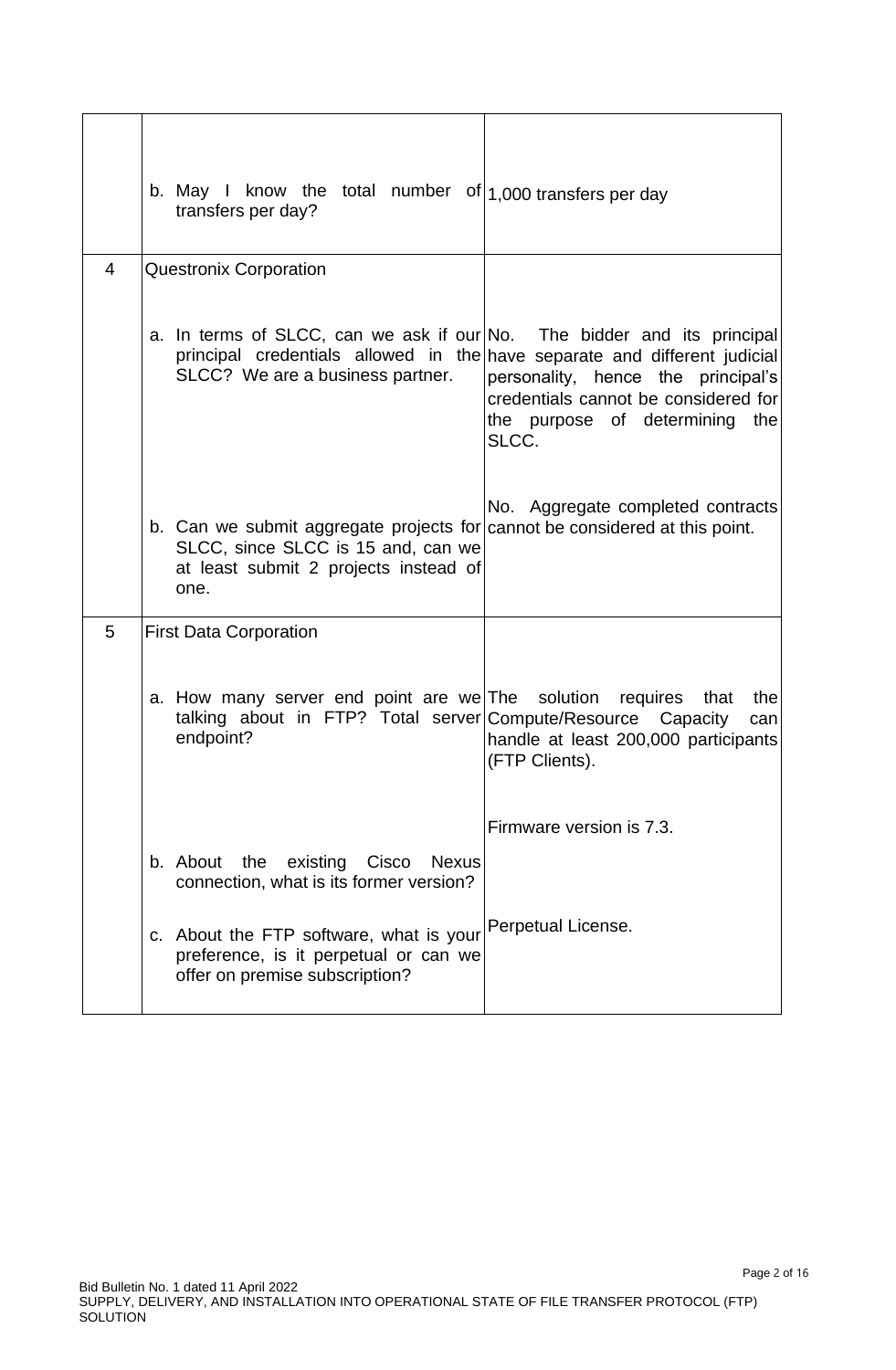| | | |
|---|---|---|
| | b. May I know the total number of transfers per day? | 1,000 transfers per day |
| 4 | Questronix Corporation | |
| | a. In terms of SLCC, can we ask if our principal credentials allowed in the SLCC? We are a business partner. | No. The bidder and its principal have separate and different judicial personality, hence the principal's credentials cannot be considered for the purpose of determining the SLCC. |
| | b. Can we submit aggregate projects for SLCC, since SLCC is 15 and, can we at least submit 2 projects instead of one. | No. Aggregate completed contracts cannot be considered at this point. |
| 5 | First Data Corporation | |
| | a. How many server end point are we talking about in FTP? Total server endpoint? | The solution requires that the Compute/Resource Capacity can handle at least 200,000 participants (FTP Clients). |
| | b. About the existing Cisco Nexus connection, what is its former version? | Firmware version is 7.3. |
| | c. About the FTP software, what is your preference, is it perpetual or can we offer on premise subscription? | Perpetual License. |

Bid Bulletin No. 1 dated 11 April 2022
SUPPLY, DELIVERY, AND INSTALLATION INTO OPERATIONAL STATE OF FILE TRANSFER PROTOCOL (FTP) SOLUTION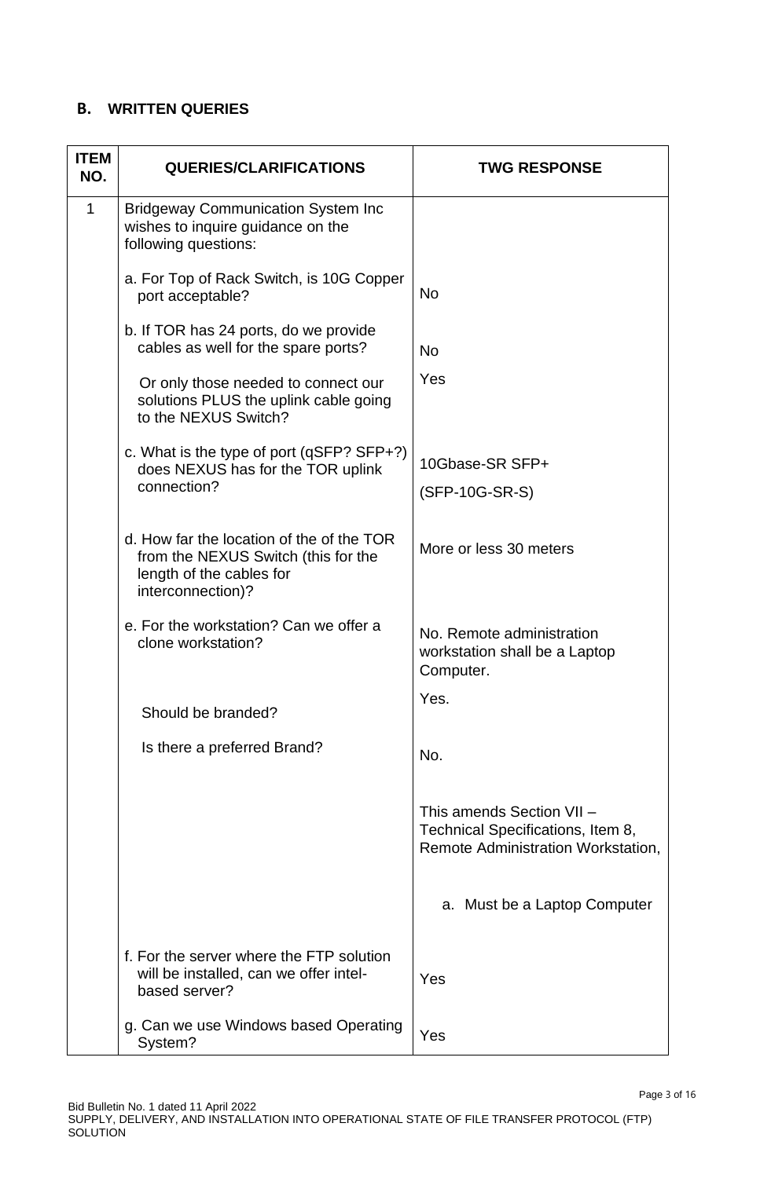## B. WRITTEN QUERIES

| ITEM NO. | QUERIES/CLARIFICATIONS | TWG RESPONSE |
|---|---|---|
| 1 | Bridgeway Communication System Inc wishes to inquire guidance on the following questions: | |
| | a. For Top of Rack Switch, is 10G Copper port acceptable? | No |
| | b. If TOR has 24 ports, do we provide cables as well for the spare ports? | No |
| | Or only those needed to connect our solutions PLUS the uplink cable going to the NEXUS Switch? | Yes |
| | c. What is the type of port (qSFP? SFP+?) does NEXUS has for the TOR uplink connection? | 10Gbase-SR SFP+ (SFP-10G-SR-S) |
| | d. How far the location of the of the TOR from the NEXUS Switch (this for the length of the cables for interconnection)? | More or less 30 meters |
| | e. For the workstation? Can we offer a clone workstation? | No. Remote administration workstation shall be a Laptop Computer. |
| | Should be branded? | Yes. |
| | Is there a preferred Brand? | No. |
| | | This amends Section VII – Technical Specifications, Item 8, Remote Administration Workstation, |
| | | a. Must be a Laptop Computer |
| | f. For the server where the FTP solution will be installed, can we offer intel-based server? | Yes |
| | g. Can we use Windows based Operating System? | Yes |

Bid Bulletin No. 1 dated 11 April 2022
SUPPLY, DELIVERY, AND INSTALLATION INTO OPERATIONAL STATE OF FILE TRANSFER PROTOCOL (FTP) SOLUTION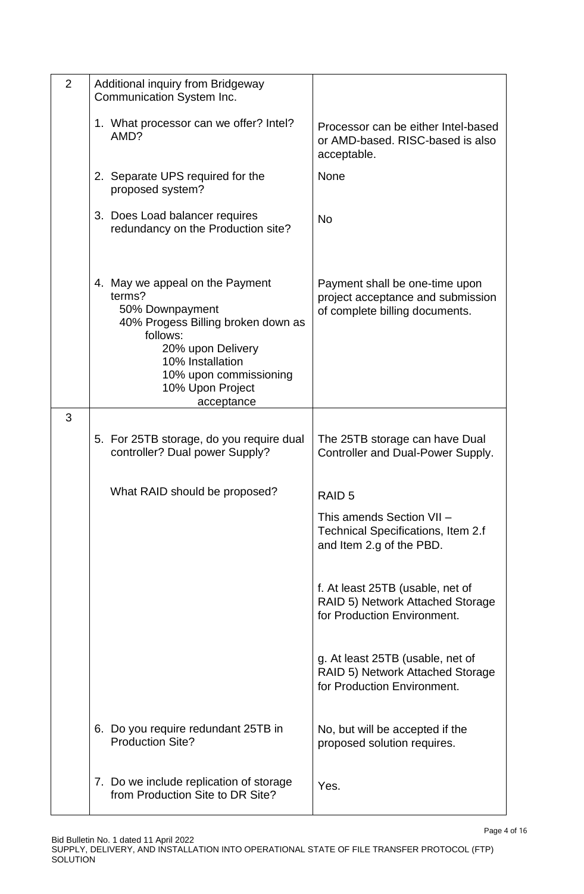| 2 | Additional inquiry from Bridgeway Communication System Inc. | |
|---|---|---|
| | 1. What processor can we offer? Intel? AMD? | Processor can be either Intel-based or AMD-based. RISC-based is also acceptable. |
| | 2. Separate UPS required for the proposed system? | None |
| | 3. Does Load balancer requires redundancy on the Production site? | No |
| | 4. May we appeal on the Payment terms?<br>50% Downpayment<br>40% Progess Billing broken down as follows:<br>20% upon Delivery<br>10% Installation<br>10% upon commissioning<br>10% Upon Project acceptance | Payment shall be one-time upon project acceptance and submission of complete billing documents. |
| 3 | | |
| | 5. For 25TB storage, do you require dual controller? Dual power Supply? | The 25TB storage can have Dual Controller and Dual-Power Supply. |
| | What RAID should be proposed? | RAID 5<br><br>This amends Section VII – Technical Specifications, Item 2.f and Item 2.g of the PBD.<br><br>f. At least 25TB (usable, net of RAID 5) Network Attached Storage for Production Environment.<br><br>g. At least 25TB (usable, net of RAID 5) Network Attached Storage for Production Environment. |
| | 6. Do you require redundant 25TB in Production Site? | No, but will be accepted if the proposed solution requires. |
| | 7. Do we include replication of storage from Production Site to DR Site? | Yes. |

Bid Bulletin No. 1 dated 11 April 2022
SUPPLY, DELIVERY, AND INSTALLATION INTO OPERATIONAL STATE OF FILE TRANSFER PROTOCOL (FTP) SOLUTION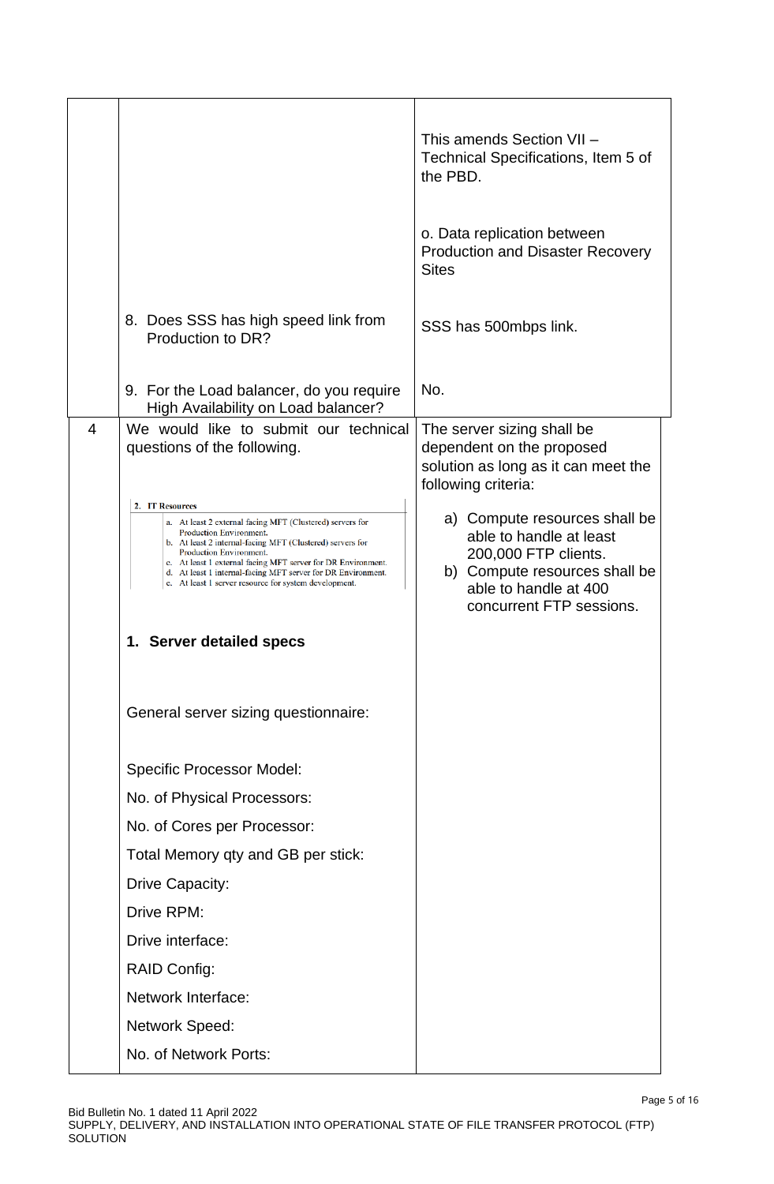| | | |
|---|---|---|
| | | This amends Section VII – Technical Specifications, Item 5 of the PBD.<br><br>o. Data replication between Production and Disaster Recovery Sites |
| | 8. Does SSS has high speed link from Production to DR? | SSS has 500mbps link. |
| | 9. For the Load balancer, do you require High Availability on Load balancer? | No. |
| 4 | We would like to submit our technical questions of the following.<br><br>**2. IT Resources**<br>a. At least 2 external facing MFT (Clustered) servers for Production Environment.<br>b. At least 2 internal-facing MFT (Clustered) servers for Production Environment.<br>c. At least 1 external facing MFT server for DR Environment.<br>d. At least 1 internal-facing MFT server for DR Environment.<br>e. At least 1 server resource for system development.<br><br>**1. Server detailed specs**<br><br>General server sizing questionnaire:<br><br>Specific Processor Model:<br>No. of Physical Processors:<br>No. of Cores per Processor:<br>Total Memory qty and GB per stick:<br>Drive Capacity:<br>Drive RPM:<br>Drive interface:<br>RAID Config:<br>Network Interface:<br>Network Speed:<br>No. of Network Ports: | The server sizing shall be dependent on the proposed solution as long as it can meet the following criteria:<br><br>a) Compute resources shall be able to handle at least 200,000 FTP clients.<br>b) Compute resources shall be able to handle at 400 concurrent FTP sessions. |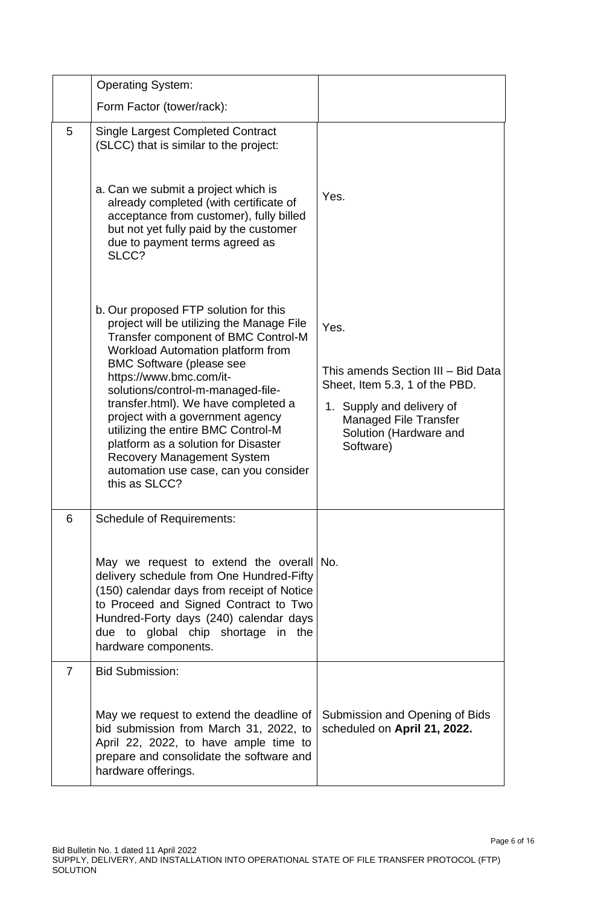| | | |
|---|---|---|
| | Operating System:<br><br>Form Factor (tower/rack): | |
| 5 | Single Largest Completed Contract (SLCC) that is similar to the project:<br><br>a. Can we submit a project which is already completed (with certificate of acceptance from customer), fully billed but not yet fully paid by the customer due to payment terms agreed as SLCC?<br><br>b. Our proposed FTP solution for this project will be utilizing the Manage File Transfer component of BMC Control-M Workload Automation platform from BMC Software (please see https://www.bmc.com/it-solutions/control-m-managed-file-transfer.html). We have completed a project with a government agency utilizing the entire BMC Control-M platform as a solution for Disaster Recovery Management System automation use case, can you consider this as SLCC? | Yes.<br><br>Yes.<br><br>This amends Section III – Bid Data Sheet, Item 5.3, 1 of the PBD.<br><br>1. Supply and delivery of Managed File Transfer Solution (Hardware and Software) |
| 6 | Schedule of Requirements:<br><br>May we request to extend the overall delivery schedule from One Hundred-Fifty (150) calendar days from receipt of Notice to Proceed and Signed Contract to Two Hundred-Forty days (240) calendar days due to global chip shortage in the hardware components. | No. |
| 7 | Bid Submission:<br><br>May we request to extend the deadline of bid submission from March 31, 2022, to April 22, 2022, to have ample time to prepare and consolidate the software and hardware offerings. | Submission and Opening of Bids scheduled on **April 21, 2022.** |

Bid Bulletin No. 1 dated 11 April 2022
SUPPLY, DELIVERY, AND INSTALLATION INTO OPERATIONAL STATE OF FILE TRANSFER PROTOCOL (FTP) SOLUTION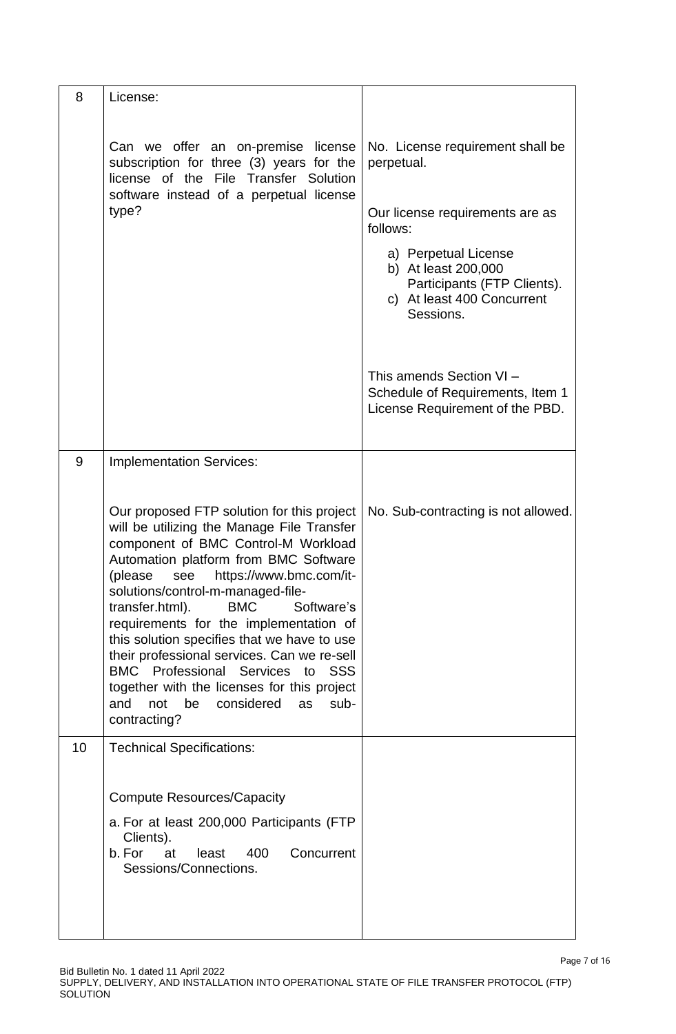| | | |
|---|---|---|
| 8 | License:<br><br>Can we offer an on-premise license subscription for three (3) years for the license of the File Transfer Solution software instead of a perpetual license type? | No. License requirement shall be perpetual.<br><br>Our license requirements are as follows:<br><br>a) Perpetual License<br>b) At least 200,000 Participants (FTP Clients).<br>c) At least 400 Concurrent Sessions.<br><br>This amends Section VI – Schedule of Requirements, Item 1 License Requirement of the PBD. |
| 9 | Implementation Services:<br><br>Our proposed FTP solution for this project will be utilizing the Manage File Transfer component of BMC Control-M Workload Automation platform from BMC Software (please see https://www.bmc.com/it-solutions/control-m-managed-file-transfer.html). BMC Software's requirements for the implementation of this solution specifies that we have to use their professional services. Can we re-sell BMC Professional Services to SSS together with the licenses for this project and not be considered as sub-contracting? | No. Sub-contracting is not allowed. |
| 10 | Technical Specifications:<br><br>Compute Resources/Capacity<br><br>a. For at least 200,000 Participants (FTP Clients).<br>b. For at least 400 Concurrent Sessions/Connections. | |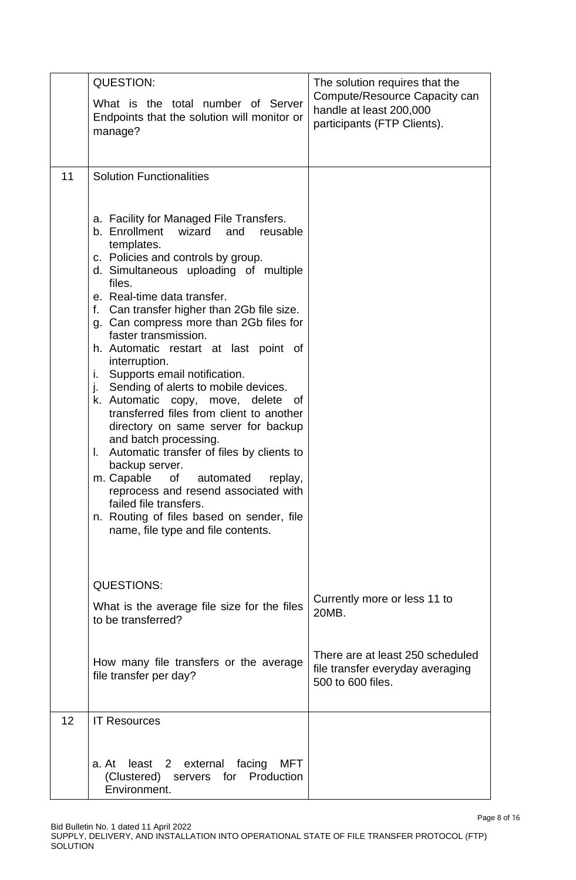| | | |
|---|---|---|
| | QUESTION:<br><br>What is the total number of Server Endpoints that the solution will monitor or manage? | The solution requires that the Compute/Resource Capacity can handle at least 200,000 participants (FTP Clients). |
| 11 | Solution Functionalities<br><br>a. Facility for Managed File Transfers.<br>b. Enrollment wizard and reusable templates.<br>c. Policies and controls by group.<br>d. Simultaneous uploading of multiple files.<br>e. Real-time data transfer.<br>f. Can transfer higher than 2Gb file size.<br>g. Can compress more than 2Gb files for faster transmission.<br>h. Automatic restart at last point of interruption.<br>i. Supports email notification.<br>j. Sending of alerts to mobile devices.<br>k. Automatic copy, move, delete of transferred files from client to another directory on same server for backup and batch processing.<br>l. Automatic transfer of files by clients to backup server.<br>m. Capable of automated replay, reprocess and resend associated with failed file transfers.<br>n. Routing of files based on sender, file name, file type and file contents.<br><br>QUESTIONS:<br><br>What is the average file size for the files to be transferred?<br><br>How many file transfers or the average file transfer per day? | <br><br><br><br><br><br><br><br><br><br><br><br><br><br><br><br><br><br><br><br><br><br><br><br>Currently more or less 11 to 20MB.<br><br>There are at least 250 scheduled file transfer everyday averaging 500 to 600 files. |
| 12 | IT Resources<br><br>a. At least 2 external facing MFT (Clustered) servers for Production Environment. | |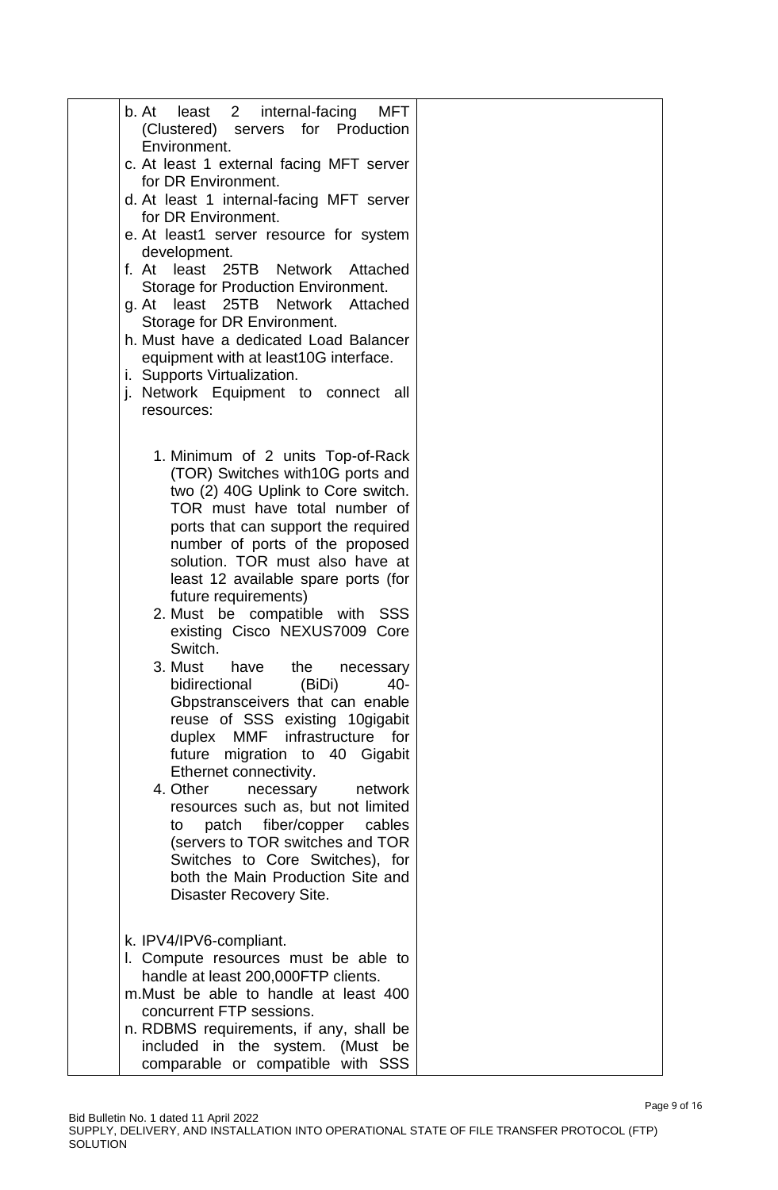| | | |
|---|---|---|
| | b. At least 2 internal-facing MFT (Clustered) servers for Production Environment.<br>c. At least 1 external facing MFT server for DR Environment.<br>d. At least 1 internal-facing MFT server for DR Environment.<br>e. At least1 server resource for system development.<br>f. At least 25TB Network Attached Storage for Production Environment.<br>g. At least 25TB Network Attached Storage for DR Environment.<br>h. Must have a dedicated Load Balancer equipment with at least10G interface.<br>i. Supports Virtualization.<br>j. Network Equipment to connect all resources:<br><br>1. Minimum of 2 units Top-of-Rack (TOR) Switches with10G ports and two (2) 40G Uplink to Core switch. TOR must have total number of ports that can support the required number of ports of the proposed solution. TOR must also have at least 12 available spare ports (for future requirements)<br>2. Must be compatible with SSS existing Cisco NEXUS7009 Core Switch.<br>3. Must have the necessary bidirectional (BiDi) 40-Gbpstransceivers that can enable reuse of SSS existing 10gigabit duplex MMF infrastructure for future migration to 40 Gigabit Ethernet connectivity.<br>4. Other necessary network resources such as, but not limited to patch fiber/copper cables (servers to TOR switches and TOR Switches to Core Switches), for both the Main Production Site and Disaster Recovery Site.<br><br>k. IPV4/IPV6-compliant.<br>l. Compute resources must be able to handle at least 200,000FTP clients.<br>m. Must be able to handle at least 400 concurrent FTP sessions.<br>n. RDBMS requirements, if any, shall be included in the system. (Must be comparable or compatible with SSS | |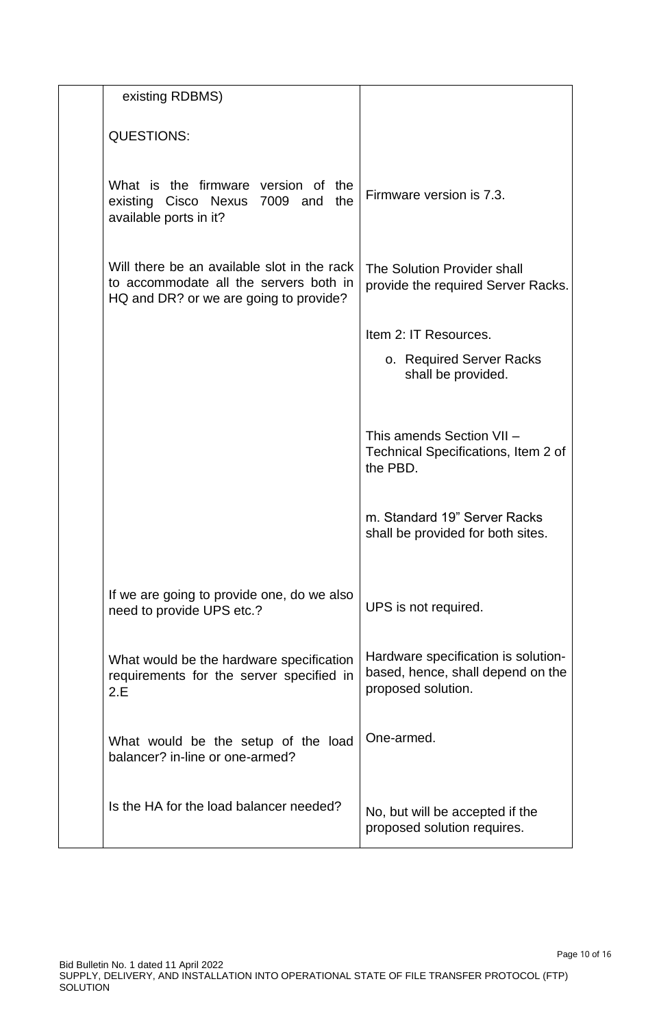| | | |
|---|---|---|
| | existing RDBMS)<br><br>QUESTIONS:<br><br>What is the firmware version of the existing Cisco Nexus 7009 and the available ports in it? | Firmware version is 7.3. |
| | Will there be an available slot in the rack to accommodate all the servers both in HQ and DR? or we are going to provide? | The Solution Provider shall provide the required Server Racks.<br><br>Item 2: IT Resources.<br><br>o. Required Server Racks shall be provided.<br><br>This amends Section VII – Technical Specifications, Item 2 of the PBD.<br><br>m. Standard 19" Server Racks shall be provided for both sites. |
| | If we are going to provide one, do we also need to provide UPS etc.? | UPS is not required. |
| | What would be the hardware specification requirements for the server specified in 2.E | Hardware specification is solution-based, hence, shall depend on the proposed solution. |
| | What would be the setup of the load balancer? in-line or one-armed? | One-armed. |
| | Is the HA for the load balancer needed? | No, but will be accepted if the proposed solution requires. |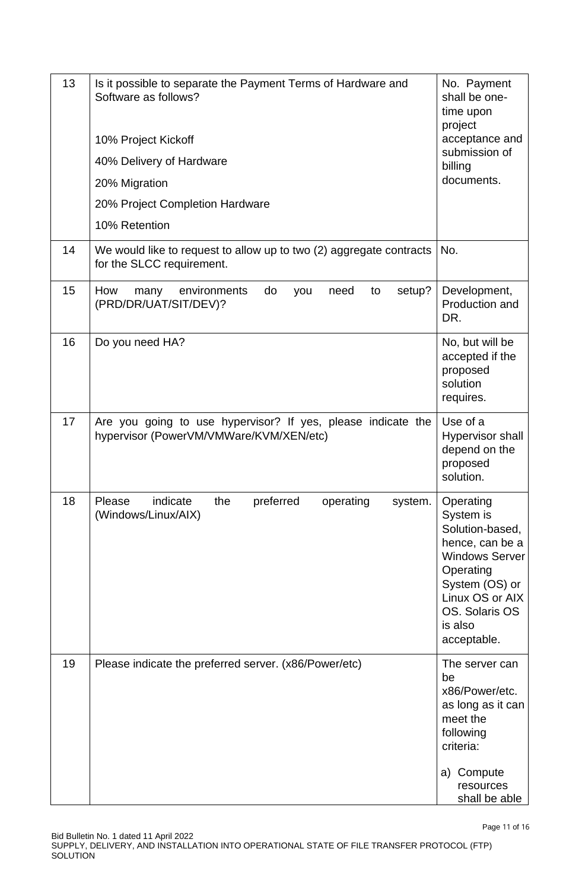| 13 | Is it possible to separate the Payment Terms of Hardware and Software as follows?<br><br>10% Project Kickoff<br>40% Delivery of Hardware<br>20% Migration<br>20% Project Completion Hardware<br>10% Retention | No. Payment shall be one-time upon project acceptance and submission of billing documents. |
|---|---|---|
| 14 | We would like to request to allow up to two (2) aggregate contracts for the SLCC requirement. | No. |
| 15 | How many environments do you need to setup? (PRD/DR/UAT/SIT/DEV)? | Development, Production and DR. |
| 16 | Do you need HA? | No, but will be accepted if the proposed solution requires. |
| 17 | Are you going to use hypervisor? If yes, please indicate the hypervisor (PowerVM/VMWare/KVM/XEN/etc) | Use of a Hypervisor shall depend on the proposed solution. |
| 18 | Please indicate the preferred operating system. (Windows/Linux/AIX) | Operating System is Solution-based, hence, can be a Windows Server Operating System (OS) or Linux OS or AIX OS. Solaris OS is also acceptable. |
| 19 | Please indicate the preferred server. (x86/Power/etc) | The server can be x86/Power/etc. as long as it can meet the following criteria:<br><br>a) Compute resources shall be able |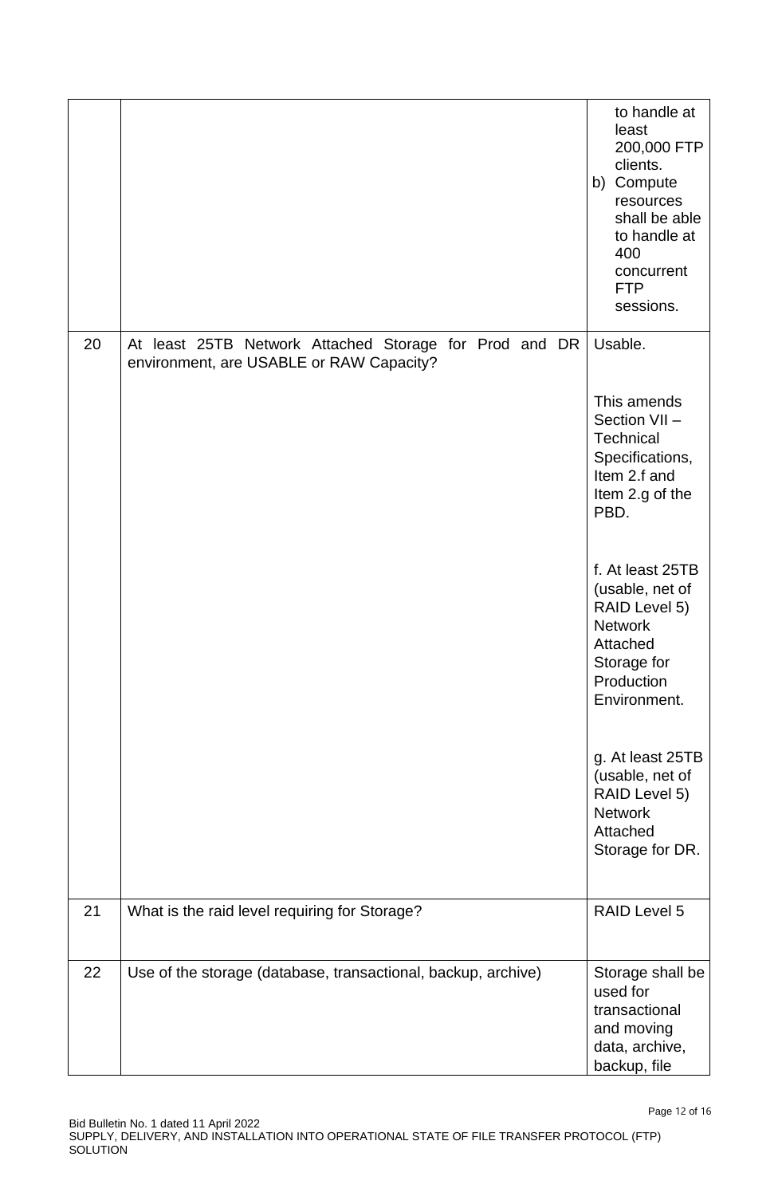| | | |
|---|---|---|
| | | to handle at least 200,000 FTP clients.<br>b) Compute resources shall be able to handle at 400 concurrent FTP sessions. |
| 20 | At least 25TB Network Attached Storage for Prod and DR environment, are USABLE or RAW Capacity? | Usable.<br><br>This amends Section VII – Technical Specifications, Item 2.f and Item 2.g of the PBD.<br><br>f. At least 25TB (usable, net of RAID Level 5) Network Attached Storage for Production Environment.<br><br>g. At least 25TB (usable, net of RAID Level 5) Network Attached Storage for DR. |
| 21 | What is the raid level requiring for Storage? | RAID Level 5 |
| 22 | Use of the storage (database, transactional, backup, archive) | Storage shall be used for transactional and moving data, archive, backup, file |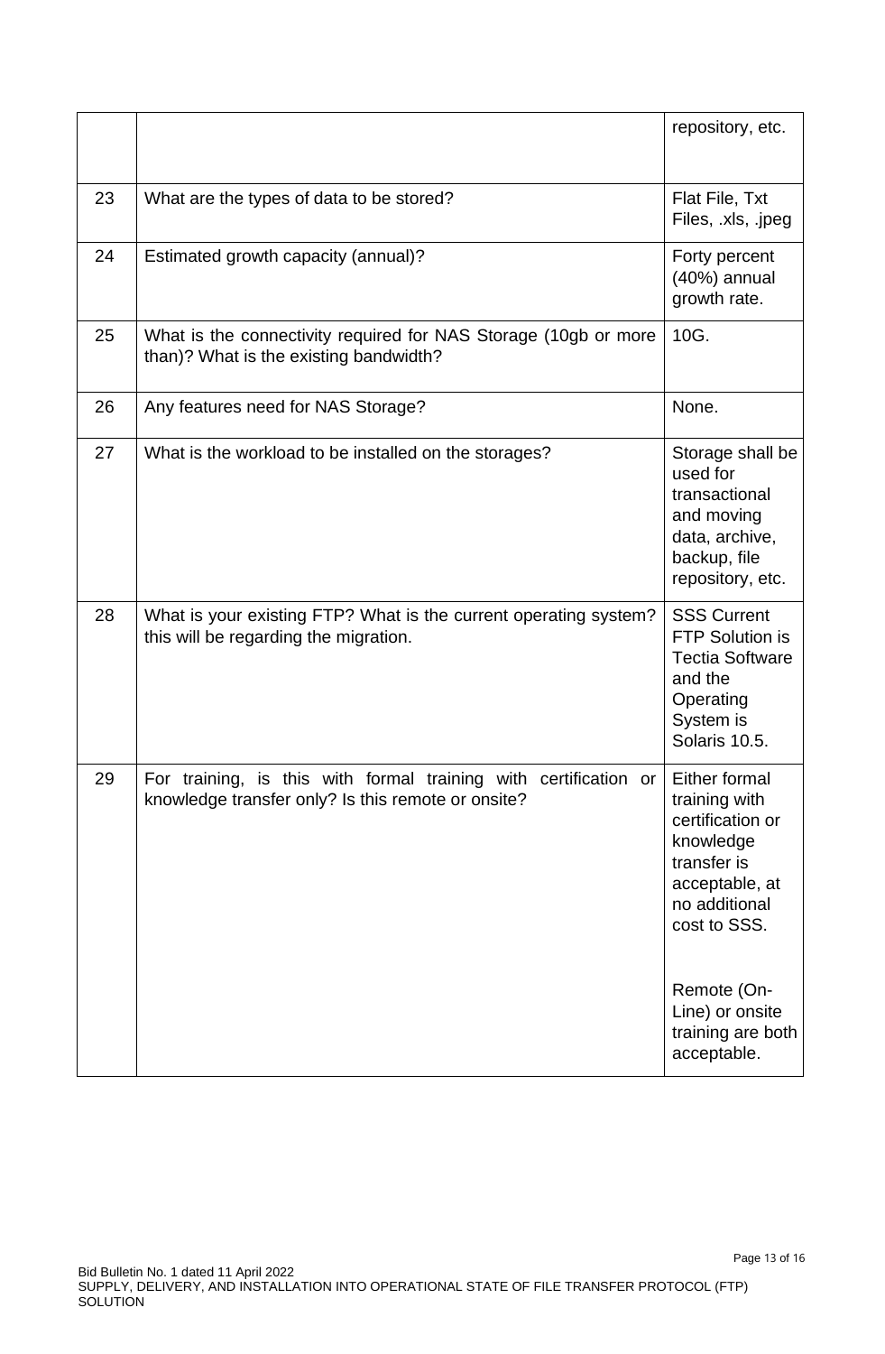|  |  |  |
|---|---|---|
|  |  | repository, etc. |
| 23 | What are the types of data to be stored? | Flat File, Txt Files, .xls, .jpeg |
| 24 | Estimated growth capacity (annual)? | Forty percent (40%) annual growth rate. |
| 25 | What is the connectivity required for NAS Storage (10gb or more than)? What is the existing bandwidth? | 10G. |
| 26 | Any features need for NAS Storage? | None. |
| 27 | What is the workload to be installed on the storages? | Storage shall be used for transactional and moving data, archive, backup, file repository, etc. |
| 28 | What is your existing FTP? What is the current operating system? this will be regarding the migration. | SSS Current FTP Solution is Tectia Software and the Operating System is Solaris 10.5. |
| 29 | For training, is this with formal training with certification or knowledge transfer only? Is this remote or onsite? | Either formal training with certification or knowledge transfer is acceptable, at no additional cost to SSS.<br><br>Remote (On-Line) or onsite training are both acceptable. |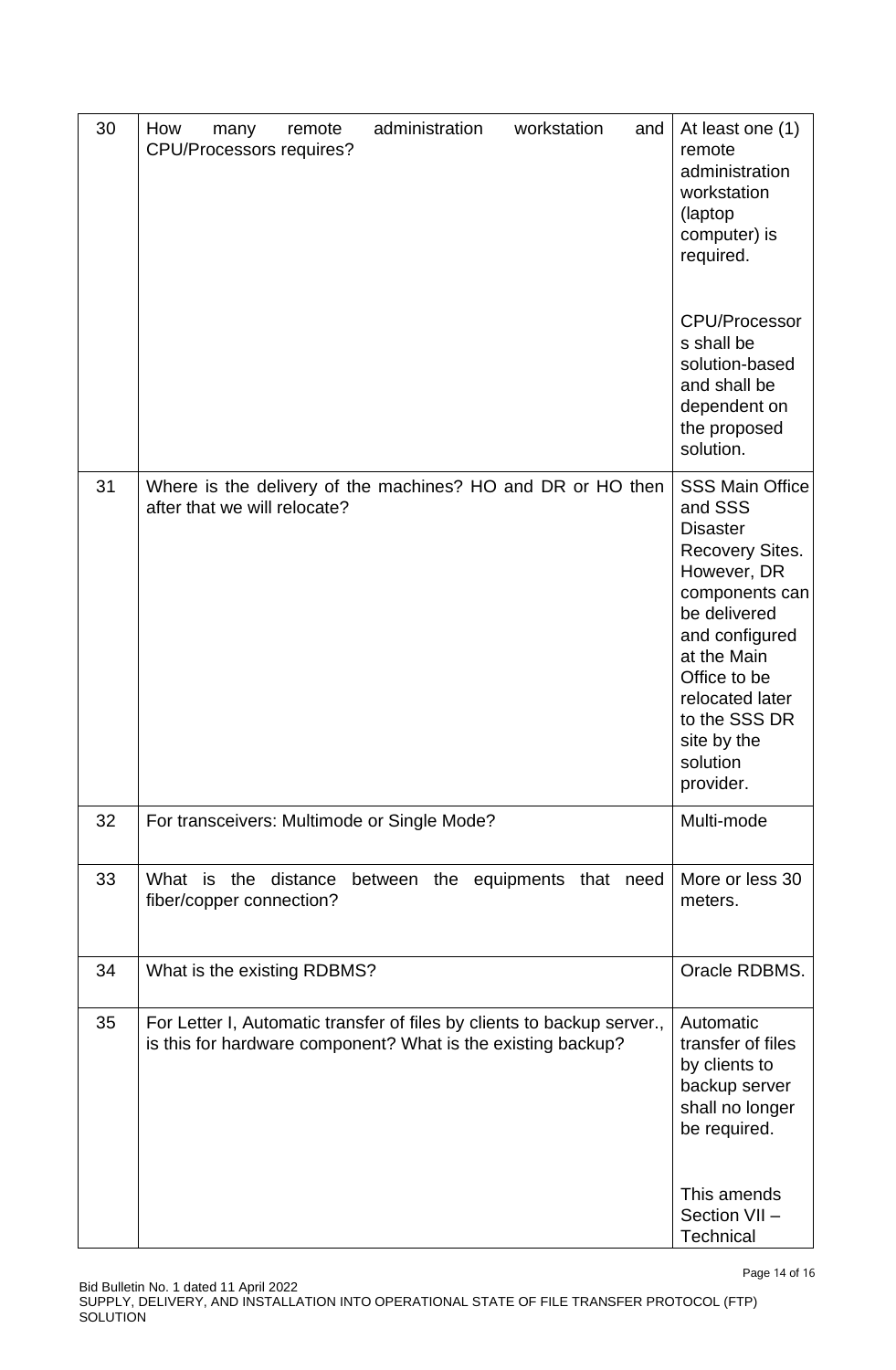| 30 | How many remote administration workstation and CPU/Processors requires? | At least one (1) remote administration workstation (laptop computer) is required.<br><br>CPU/Processors shall be solution-based and shall be dependent on the proposed solution. |
|---|---|---|
| 31 | Where is the delivery of the machines? HO and DR or HO then after that we will relocate? | SSS Main Office and SSS Disaster Recovery Sites. However, DR components can be delivered and configured at the Main Office to be relocated later to the SSS DR site by the solution provider. |
| 32 | For transceivers: Multimode or Single Mode? | Multi-mode |
| 33 | What is the distance between the equipments that need fiber/copper connection? | More or less 30 meters. |
| 34 | What is the existing RDBMS? | Oracle RDBMS. |
| 35 | For Letter I, Automatic transfer of files by clients to backup server., is this for hardware component? What is the existing backup? | Automatic transfer of files by clients to backup server shall no longer be required.<br><br>This amends Section VII – Technical |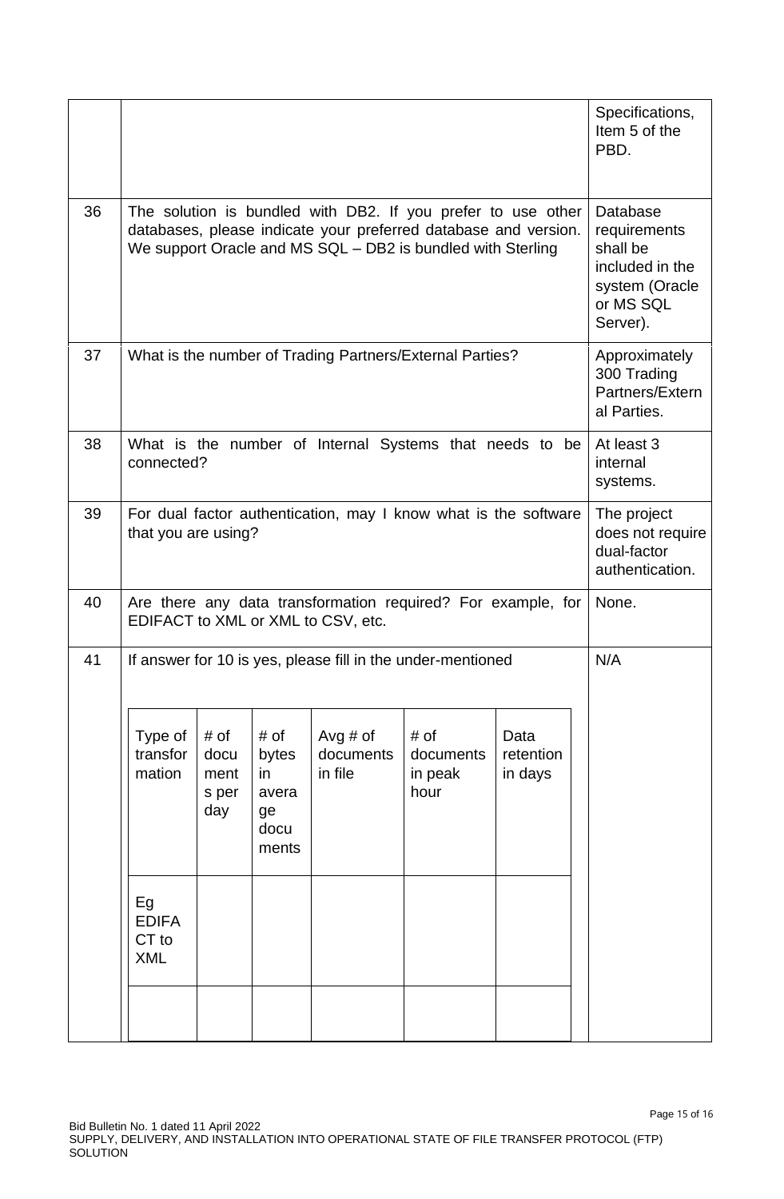| | | |
|---|---|---|
| | | Specifications, Item 5 of the PBD. |
| 36 | The solution is bundled with DB2. If you prefer to use other databases, please indicate your preferred database and version. We support Oracle and MS SQL – DB2 is bundled with Sterling | Database requirements shall be included in the system (Oracle or MS SQL Server). |
| 37 | What is the number of Trading Partners/External Parties? | Approximately 300 Trading Partners/External Parties. |
| 38 | What is the number of Internal Systems that needs to be connected? | At least 3 internal systems. |
| 39 | For dual factor authentication, may I know what is the software that you are using? | The project does not require dual-factor authentication. |
| 40 | Are there any data transformation required? For example, for EDIFACT to XML or XML to CSV, etc. | None. |
| 41 | If answer for 10 is yes, please fill in the under-mentioned | N/A |

| Type of transformation | # of documents per day | # of bytes in average documents | Avg # of documents in file | # of documents in peak hour | Data retention in days |
|---|---|---|---|---|---|
| Eg EDIFACT to XML | | | | | |
| | | | | | |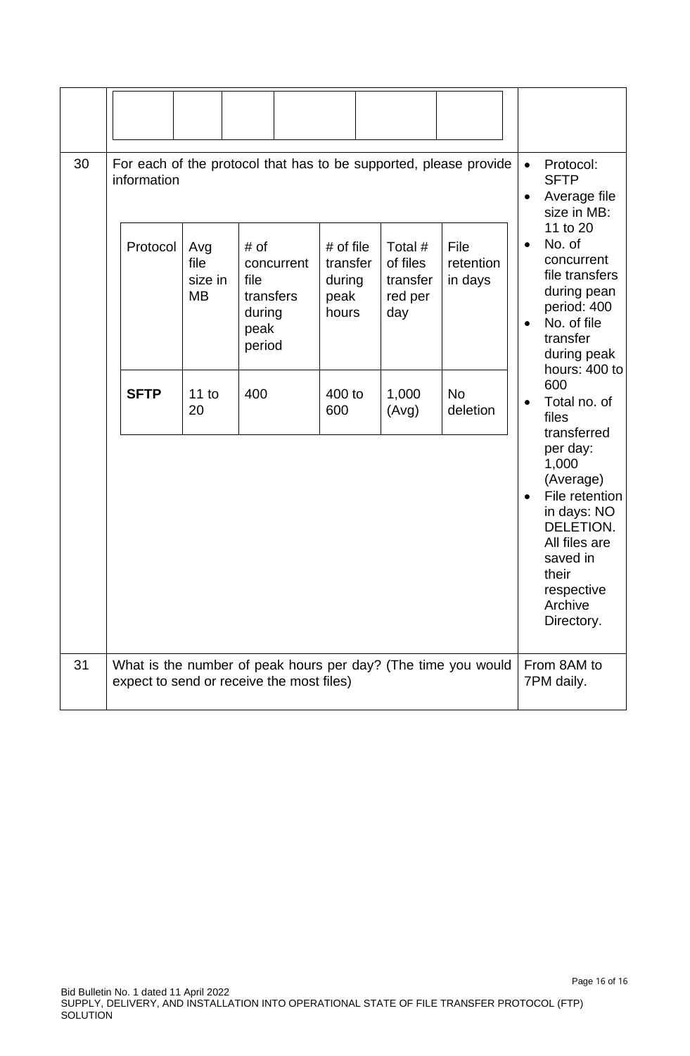| | | |
|---|---|---|
| | | |
| 30 | For each of the protocol that has to be supported, please provide information<br><br>Protocol: SFTP; Avg file size in MB: 11 to 20; # of concurrent file transfers during peak period: 400; # of file transfer during peak hours: 400 to 600; Total # of files transferred per day: 1,000 (Avg); File retention in days: No deletion | • Protocol: SFTP<br>• Average file size in MB: 11 to 20<br>• No. of concurrent file transfers during pean period: 400<br>• No. of file transfer during peak hours: 400 to 600<br>• Total no. of files transferred per day: 1,000 (Average)<br>• File retention in days: NO DELETION. All files are saved in their respective Archive Directory. |
| 31 | What is the number of peak hours per day? (The time you would expect to send or receive the most files) | From 8AM to 7PM daily. |

| Protocol | Avg file size in MB | # of concurrent file transfers during peak period | # of file transfer during peak hours | Total # of files transferred per day | File retention in days |
|---|---|---|---|---|---|
| **SFTP** | 11 to 20 | 400 | 400 to 600 | 1,000 (Avg) | No deletion |